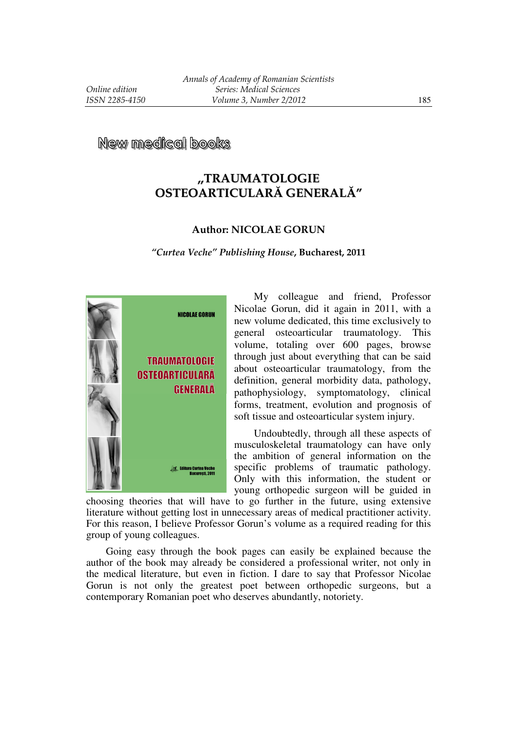## New medical books

# „TRAUMATOLOGIE OSTEOARTICULARĂ GENERALĂ"

### Author: NICOLAE GORUN

***"Curtea Veche" Publishing House*, Bucharest, 2011**

My colleague and friend, Professor Nicolae Gorun, did it again in 2011, with a new volume dedicated, this time exclusively to general osteoarticular traumatology. This volume, totaling over 600 pages, browse through just about everything that can be said about osteoarticular traumatology, from the definition, general morbidity data, pathology, pathophysiology, symptomatology, clinical forms, treatment, evolution and prognosis of soft tissue and osteoarticular system injury.

Undoubtedly, through all these aspects of musculoskeletal traumatology can have only the ambition of general information on the specific problems of traumatic pathology. Only with this information, the student or young orthopedic surgeon will be guided in choosing theories that will have to go further in the future, using extensive literature without getting lost in unnecessary areas of medical practitioner activity. For this reason, I believe Professor Gorun's volume as a required reading for this group of young colleagues.

Going easy through the book pages can easily be explained because the author of the book may already be considered a professional writer, not only in the medical literature, but even in fiction. I dare to say that Professor Nicolae Gorun is not only the greatest poet between orthopedic surgeons, but a contemporary Romanian poet who deserves abundantly, notoriety.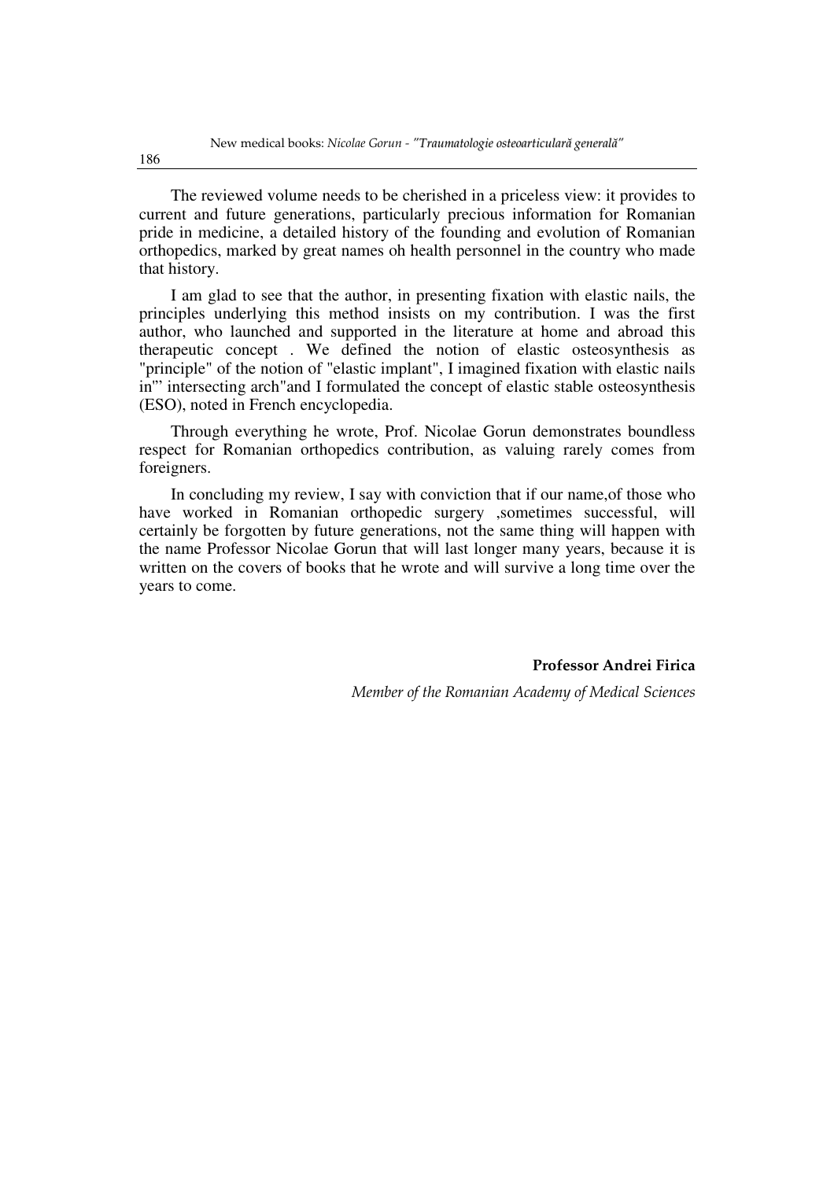The reviewed volume needs to be cherished in a priceless view: it provides to current and future generations, particularly precious information for Romanian pride in medicine, a detailed history of the founding and evolution of Romanian orthopedics, marked by great names oh health personnel in the country who made that history.

I am glad to see that the author, in presenting fixation with elastic nails, the principles underlying this method insists on my contribution. I was the first author, who launched and supported in the literature at home and abroad this therapeutic concept . We defined the notion of elastic osteosynthesis as "principle" of the notion of "elastic implant", I imagined fixation with elastic nails in"' intersecting arch"and I formulated the concept of elastic stable osteosynthesis (ESO), noted in French encyclopedia.

Through everything he wrote, Prof. Nicolae Gorun demonstrates boundless respect for Romanian orthopedics contribution, as valuing rarely comes from foreigners.

In concluding my review, I say with conviction that if our name,of those who have worked in Romanian orthopedic surgery ,sometimes successful, will certainly be forgotten by future generations, not the same thing will happen with the name Professor Nicolae Gorun that will last longer many years, because it is written on the covers of books that he wrote and will survive a long time over the years to come.

**Professor Andrei Firica**

*Member of the Romanian Academy of Medical Sciences*